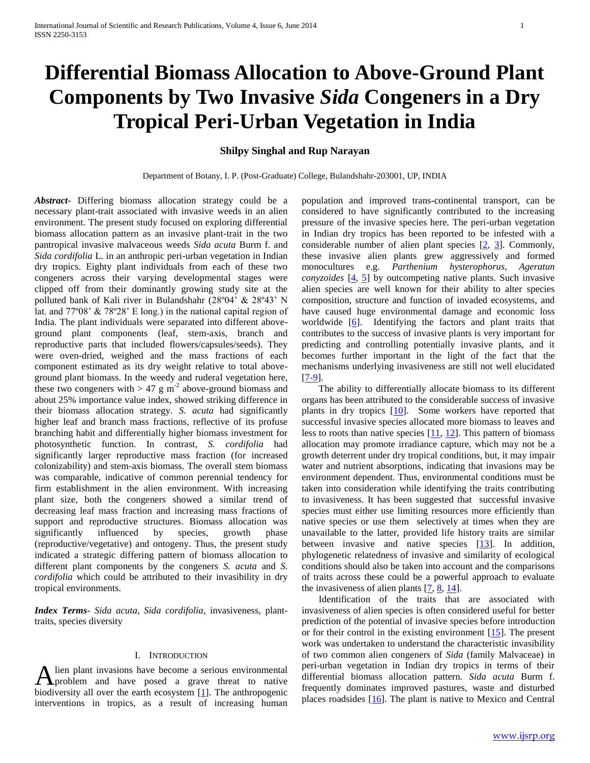# Differential Biomass Allocation to Above-Ground Plant Components by Two Invasive *Sida* Congeners in a Dry Tropical Peri-Urban Vegetation in India

**Shilpy Singhal and Rup Narayan**

Department of Botany, I. P. (Post-Graduate) College, Bulandshahr-203001, UP, INDIA

***Abstract-*** Differing biomass allocation strategy could be a necessary plant-trait associated with invasive weeds in an alien environment. The present study focused on exploring differential biomass allocation pattern as an invasive plant-trait in the two pantropical invasive malvaceous weeds *Sida acuta* Burm f. and *Sida cordifolia* L. in an anthropic peri-urban vegetation in Indian dry tropics. Eighty plant individuals from each of these two congeners across their varying developmental stages were clipped off from their dominantly growing study site at the polluted bank of Kali river in Bulandshahr (28º04' & 28º43' N lat. and 77º08' & 78º28' E long.) in the national capital region of India. The plant individuals were separated into different above-ground plant components (leaf, stem-axis, branch and reproductive parts that included flowers/capsules/seeds). They were oven-dried, weighed and the mass fractions of each component estimated as its dry weight relative to total above-ground plant biomass. In the weedy and ruderal vegetation here, these two congeners with > 47 g $m^{-2}$ above-ground biomass and about 25% importance value index, showed striking difference in their biomass allocation strategy. *S. acuta* had significantly higher leaf and branch mass fractions, reflective of its profuse branching habit and differentially higher biomass investment for photosynthetic function. In contrast, *S. cordifolia* had significantly larger reproductive mass fraction (for increased colonizability) and stem-axis biomass. The overall stem biomass was comparable, indicative of common perennial tendency for firm establishment in the alien environment. With increasing plant size, both the congeners showed a similar trend of decreasing leaf mass fraction and increasing mass fractions of support and reproductive structures. Biomass allocation was significantly influenced by species, growth phase (reproductive/vegetative) and ontogeny. Thus, the present study indicated a strategic differing pattern of biomass allocation to different plant components by the congeners *S. acuta* and *S. cordifolia* which could be attributed to their invasibility in dry tropical environments.

***Index Terms*-** *Sida acuta*, *Sida cordifolia*, invasiveness, plant-traits, species diversity

## I. Introduction

Alien plant invasions have become a serious environmental problem and have posed a grave threat to native biodiversity all over the earth ecosystem [1]. The anthropogenic interventions in tropics, as a result of increasing human population and improved trans-continental transport, can be considered to have significantly contributed to the increasing pressure of the invasive species here. The peri-urban vegetation in Indian dry tropics has been reported to be infested with a considerable number of alien plant species [2, 3]. Commonly, these invasive alien plants grew aggressively and formed monocultures e.g. *Parthenium hysterophorus, Ageratun conyzoides* [4, 5] by outcompeting native plants. Such invasive alien species are well known for their ability to alter species composition, structure and function of invaded ecosystems, and have caused huge environmental damage and economic loss worldwide [6]. Identifying the factors and plant traits that contributes to the success of invasive plants is very important for predicting and controlling potentially invasive plants, and it becomes further important in the light of the fact that the mechanisms underlying invasiveness are still not well elucidated [7-9].

The ability to differentially allocate biomass to its different organs has been attributed to the considerable success of invasive plants in dry tropics [10]. Some workers have reported that successful invasive species allocated more biomass to leaves and less to roots than native species [11, 12]. This pattern of biomass allocation may promote irradiance capture, which may not be a growth deterrent under dry tropical conditions, but, it may impair water and nutrient absorptions, indicating that invasions may be environment dependent. Thus, environmental conditions must be taken into consideration while identifying the traits contributing to invasiveness. It has been suggested that successful invasive species must either use limiting resources more efficiently than native species or use them selectively at times when they are unavailable to the latter, provided life history traits are similar between invasive and native species [13]. In addition, phylogenetic relatedness of invasive and similarity of ecological conditions should also be taken into account and the comparisons of traits across these could be a powerful approach to evaluate the invasiveness of alien plants [7, 8, 14].

Identification of the traits that are associated with invasiveness of alien species is often considered useful for better prediction of the potential of invasive species before introduction or for their control in the existing environment [15]. The present work was undertaken to understand the characteristic invasibility of two common alien congeners of *Sida* (family Malvaceae) in peri-urban vegetation in Indian dry tropics in terms of their differential biomass allocation pattern. *Sida acuta* Burm f. frequently dominates improved pastures, waste and disturbed places roadsides [16]. The plant is native to Mexico and Central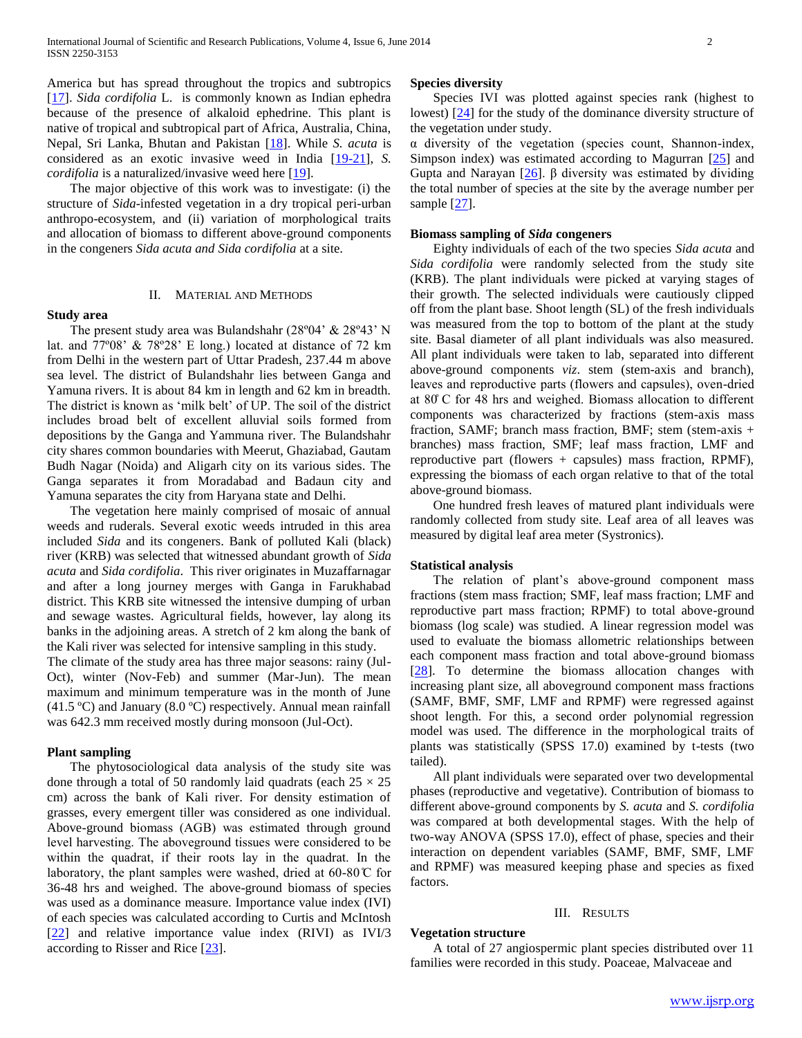America but has spread throughout the tropics and subtropics [17]. *Sida cordifolia* L. is commonly known as Indian ephedra because of the presence of alkaloid ephedrine. This plant is native of tropical and subtropical part of Africa, Australia, China, Nepal, Sri Lanka, Bhutan and Pakistan [18]. While *S. acuta* is considered as an exotic invasive weed in India [19-21], *S. cordifolia* is a naturalized/invasive weed here [19].

The major objective of this work was to investigate: (i) the structure of *Sida*-infested vegetation in a dry tropical peri-urban anthropo-ecosystem, and (ii) variation of morphological traits and allocation of biomass to different above-ground components in the congeners *Sida acuta and Sida cordifolia* at a site.

## II. Material and Methods

**Study area**

The present study area was Bulandshahr (28º04' & 28º43' N lat. and 77º08' & 78º28' E long.) located at distance of 72 km from Delhi in the western part of Uttar Pradesh, 237.44 m above sea level. The district of Bulandshahr lies between Ganga and Yamuna rivers. It is about 84 km in length and 62 km in breadth. The district is known as 'milk belt' of UP. The soil of the district includes broad belt of excellent alluvial soils formed from depositions by the Ganga and Yammuna river. The Bulandshahr city shares common boundaries with Meerut, Ghaziabad, Gautam Budh Nagar (Noida) and Aligarh city on its various sides. The Ganga separates it from Moradabad and Badaun city and Yamuna separates the city from Haryana state and Delhi.

The vegetation here mainly comprised of mosaic of annual weeds and ruderals. Several exotic weeds intruded in this area included *Sida* and its congeners. Bank of polluted Kali (black) river (KRB) was selected that witnessed abundant growth of *Sida acuta* and *Sida cordifolia*. This river originates in Muzaffarnagar and after a long journey merges with Ganga in Farukhabad district. This KRB site witnessed the intensive dumping of urban and sewage wastes. Agricultural fields, however, lay along its banks in the adjoining areas. A stretch of 2 km along the bank of the Kali river was selected for intensive sampling in this study.
The climate of the study area has three major seasons: rainy (Jul-Oct), winter (Nov-Feb) and summer (Mar-Jun). The mean maximum and minimum temperature was in the month of June (41.5 ºC) and January (8.0 ºC) respectively. Annual mean rainfall was 642.3 mm received mostly during monsoon (Jul-Oct).

**Plant sampling**

The phytosociological data analysis of the study site was done through a total of 50 randomly laid quadrats (each $25 \times 25$ cm) across the bank of Kali river. For density estimation of grasses, every emergent tiller was considered as one individual. Above-ground biomass (AGB) was estimated through ground level harvesting. The aboveground tissues were considered to be within the quadrat, if their roots lay in the quadrat. In the laboratory, the plant samples were washed, dried at 60-80℃ for 36-48 hrs and weighed. The above-ground biomass of species was used as a dominance measure. Importance value index (IVI) of each species was calculated according to Curtis and McIntosh [22] and relative importance value index (RIVI) as IVI/3 according to Risser and Rice [23].

**Species diversity**

Species IVI was plotted against species rank (highest to lowest) [24] for the study of the dominance diversity structure of the vegetation under study.
α diversity of the vegetation (species count, Shannon-index, Simpson index) was estimated according to Magurran [25] and Gupta and Narayan [26]. β diversity was estimated by dividing the total number of species at the site by the average number per sample [27].

**Biomass sampling of *Sida* congeners**

Eighty individuals of each of the two species *Sida acuta* and *Sida cordifolia* were randomly selected from the study site (KRB). The plant individuals were picked at varying stages of their growth. The selected individuals were cautiously clipped off from the plant base. Shoot length (SL) of the fresh individuals was measured from the top to bottom of the plant at the study site. Basal diameter of all plant individuals was also measured. All plant individuals were taken to lab, separated into different above-ground components *viz*. stem (stem-axis and branch), leaves and reproductive parts (flowers and capsules), oven-dried at 80̊ C for 48 hrs and weighed. Biomass allocation to different components was characterized by fractions (stem-axis mass fraction, SAMF; branch mass fraction, BMF; stem (stem-axis + branches) mass fraction, SMF; leaf mass fraction, LMF and reproductive part (flowers + capsules) mass fraction, RPMF), expressing the biomass of each organ relative to that of the total above-ground biomass.

One hundred fresh leaves of matured plant individuals were randomly collected from study site. Leaf area of all leaves was measured by digital leaf area meter (Systronics).

**Statistical analysis**

The relation of plant's above-ground component mass fractions (stem mass fraction; SMF, leaf mass fraction; LMF and reproductive part mass fraction; RPMF) to total above-ground biomass (log scale) was studied. A linear regression model was used to evaluate the biomass allometric relationships between each component mass fraction and total above-ground biomass [28]. To determine the biomass allocation changes with increasing plant size, all aboveground component mass fractions (SAMF, BMF, SMF, LMF and RPMF) were regressed against shoot length. For this, a second order polynomial regression model was used. The difference in the morphological traits of plants was statistically (SPSS 17.0) examined by t-tests (two tailed).

All plant individuals were separated over two developmental phases (reproductive and vegetative). Contribution of biomass to different above-ground components by *S. acuta* and *S. cordifolia* was compared at both developmental stages. With the help of two-way ANOVA (SPSS 17.0), effect of phase, species and their interaction on dependent variables (SAMF, BMF, SMF, LMF and RPMF) was measured keeping phase and species as fixed factors.

## III. Results

**Vegetation structure**

A total of 27 angiospermic plant species distributed over 11 families were recorded in this study. Poaceae, Malvaceae and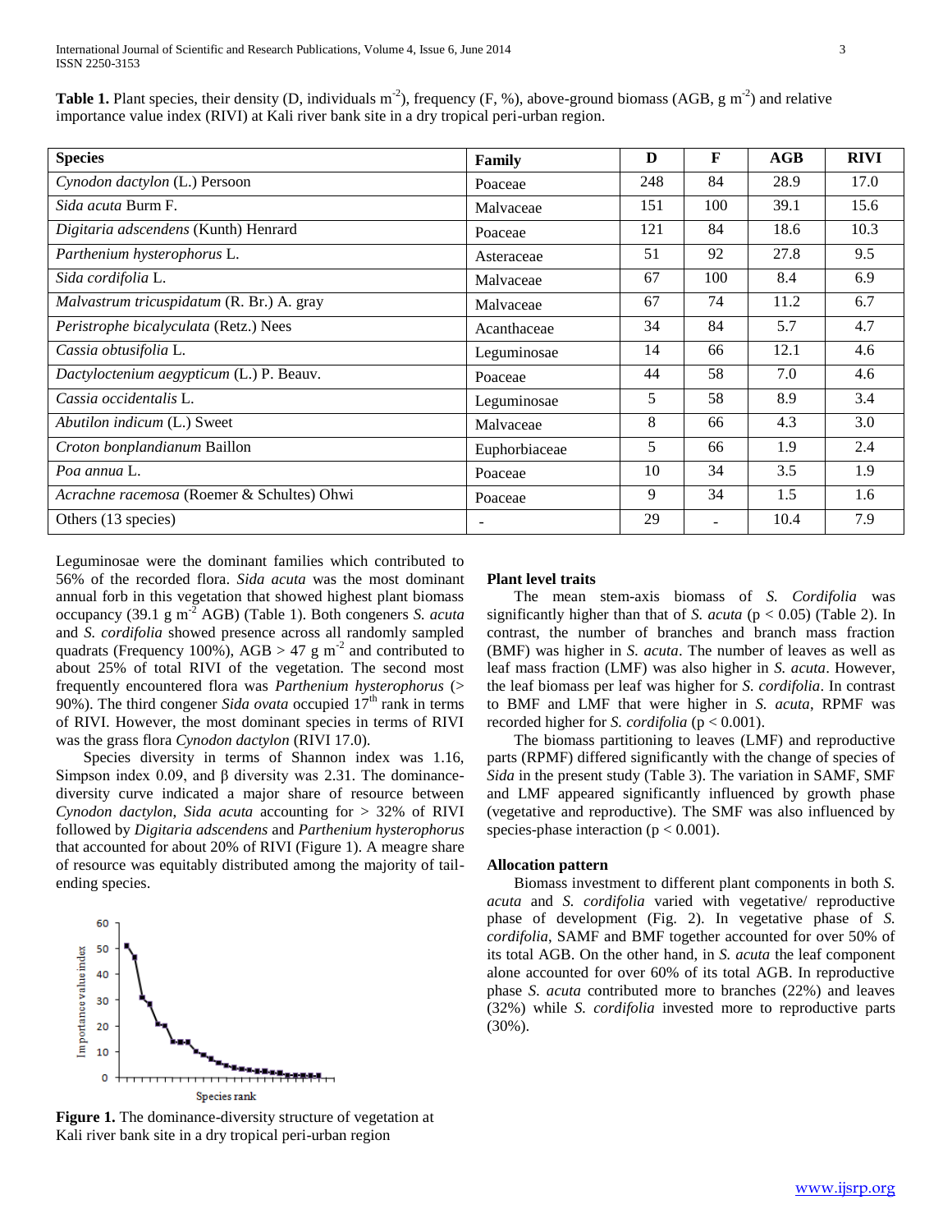**Table 1.** Plant species, their density (D, individuals $m^{-2}$), frequency (F, %), above-ground biomass (AGB, g $m^{-2}$) and relative importance value index (RIVI) at Kali river bank site in a dry tropical peri-urban region.

| Species | Family | D | F | AGB | RIVI |
|---|---|---|---|---|---|
| *Cynodon dactylon* (L.) Persoon | Poaceae | 248 | 84 | 28.9 | 17.0 |
| *Sida acuta* Burm F. | Malvaceae | 151 | 100 | 39.1 | 15.6 |
| *Digitaria adscendens* (Kunth) Henrard | Poaceae | 121 | 84 | 18.6 | 10.3 |
| *Parthenium hysterophorus* L. | Asteraceae | 51 | 92 | 27.8 | 9.5 |
| *Sida cordifolia* L. | Malvaceae | 67 | 100 | 8.4 | 6.9 |
| *Malvastrum tricuspidatum* (R. Br.) A. gray | Malvaceae | 67 | 74 | 11.2 | 6.7 |
| *Peristrophe bicalyculata* (Retz.) Nees | Acanthaceae | 34 | 84 | 5.7 | 4.7 |
| *Cassia obtusifolia* L. | Leguminosae | 14 | 66 | 12.1 | 4.6 |
| *Dactyloctenium aegypticum* (L.) P. Beauv. | Poaceae | 44 | 58 | 7.0 | 4.6 |
| *Cassia occidentalis* L. | Leguminosae | 5 | 58 | 8.9 | 3.4 |
| *Abutilon indicum* (L.) Sweet | Malvaceae | 8 | 66 | 4.3 | 3.0 |
| *Croton bonplandianum* Baillon | Euphorbiaceae | 5 | 66 | 1.9 | 2.4 |
| *Poa annua* L. | Poaceae | 10 | 34 | 3.5 | 1.9 |
| *Acrachne racemosa* (Roemer & Schultes) Ohwi | Poaceae | 9 | 34 | 1.5 | 1.6 |
| Others (13 species) | - | 29 | - | 10.4 | 7.9 |

Leguminosae were the dominant families which contributed to 56% of the recorded flora. *Sida acuta* was the most dominant annual forb in this vegetation that showed highest plant biomass occupancy (39.1 g $m^{-2}$ AGB) (Table 1). Both congeners *S. acuta* and *S. cordifolia* showed presence across all randomly sampled quadrats (Frequency 100%), AGB > 47 g $m^{-2}$ and contributed to about 25% of total RIVI of the vegetation. The second most frequently encountered flora was *Parthenium hysterophorus* (> 90%). The third congener *Sida ovata* occupied 17th rank in terms of RIVI. However, the most dominant species in terms of RIVI was the grass flora *Cynodon dactylon* (RIVI 17.0).

Species diversity in terms of Shannon index was 1.16, Simpson index 0.09, and β diversity was 2.31. The dominance-diversity curve indicated a major share of resource between *Cynodon dactylon*, *Sida acuta* accounting for > 32% of RIVI followed by *Digitaria adscendens* and *Parthenium hysterophorus* that accounted for about 20% of RIVI (Figure 1). A meagre share of resource was equitably distributed among the majority of tail-ending species.

**Figure 1.** The dominance-diversity structure of vegetation at Kali river bank site in a dry tropical peri-urban region

**Plant level traits**

The mean stem-axis biomass of *S. Cordifolia* was significantly higher than that of *S. acuta* ($p < 0.05$) (Table 2). In contrast, the number of branches and branch mass fraction (BMF) was higher in *S. acuta*. The number of leaves as well as leaf mass fraction (LMF) was also higher in *S. acuta*. However, the leaf biomass per leaf was higher for *S. cordifolia*. In contrast to BMF and LMF that were higher in *S. acuta*, RPMF was recorded higher for *S. cordifolia* ($p < 0.001$).

The biomass partitioning to leaves (LMF) and reproductive parts (RPMF) differed significantly with the change of species of *Sida* in the present study (Table 3). The variation in SAMF, SMF and LMF appeared significantly influenced by growth phase (vegetative and reproductive). The SMF was also influenced by species-phase interaction ($p < 0.001$).

**Allocation pattern**

Biomass investment to different plant components in both *S. acuta* and *S. cordifolia* varied with vegetative/ reproductive phase of development (Fig. 2). In vegetative phase of *S. cordifolia*, SAMF and BMF together accounted for over 50% of its total AGB. On the other hand, in *S. acuta* the leaf component alone accounted for over 60% of its total AGB. In reproductive phase *S. acuta* contributed more to branches (22%) and leaves (32%) while *S. cordifolia* invested more to reproductive parts (30%).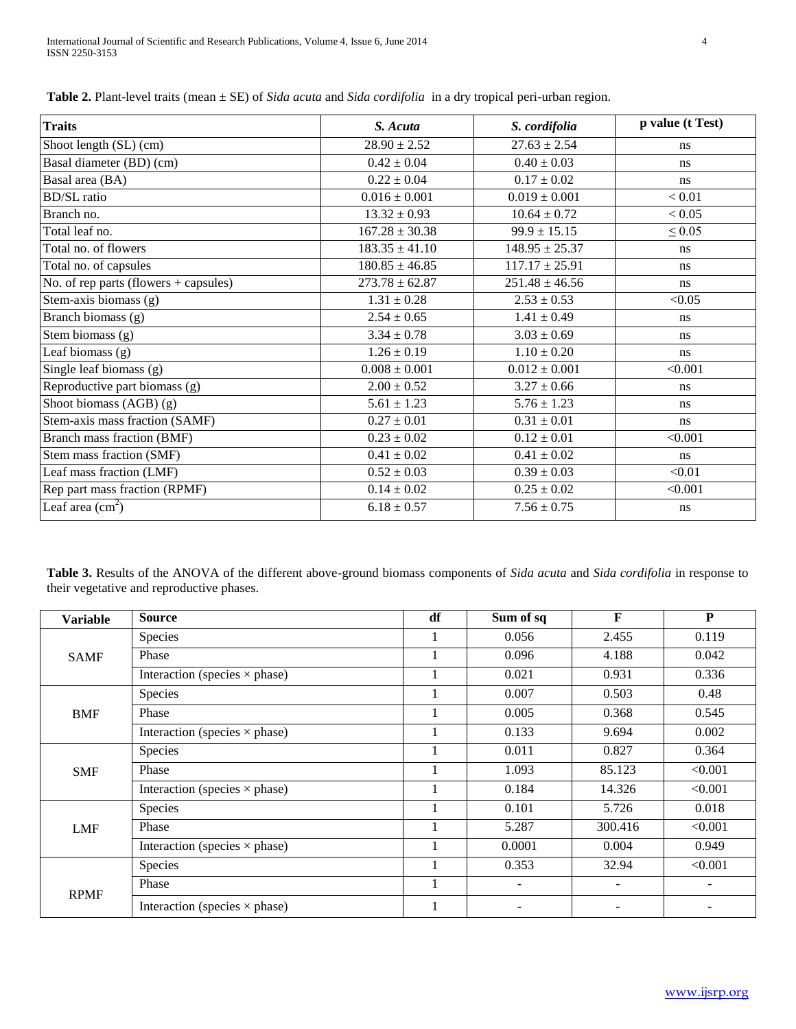**Table 2.** Plant-level traits (mean ± SE) of *Sida acuta* and *Sida cordifolia* in a dry tropical peri-urban region.

| Traits | *S. Acuta* | *S. cordifolia* | p value (t Test) |
|---|---|---|---|
| Shoot length (SL) (cm) | 28.90 ± 2.52 | 27.63 ± 2.54 | ns |
| Basal diameter (BD) (cm) | 0.42 ± 0.04 | 0.40 ± 0.03 | ns |
| Basal area (BA) | 0.22 ± 0.04 | 0.17 ± 0.02 | ns |
| BD/SL ratio | 0.016 ± 0.001 | 0.019 ± 0.001 | < 0.01 |
| Branch no. | 13.32 ± 0.93 | 10.64 ± 0.72 | < 0.05 |
| Total leaf no. | 167.28 ± 30.38 | 99.9 ± 15.15 | ≤ 0.05 |
| Total no. of flowers | 183.35 ± 41.10 | 148.95 ± 25.37 | ns |
| Total no. of capsules | 180.85 ± 46.85 | 117.17 ± 25.91 | ns |
| No. of rep parts (flowers + capsules) | 273.78 ± 62.87 | 251.48 ± 46.56 | ns |
| Stem-axis biomass (g) | 1.31 ± 0.28 | 2.53 ± 0.53 | <0.05 |
| Branch biomass (g) | 2.54 ± 0.65 | 1.41 ± 0.49 | ns |
| Stem biomass (g) | 3.34 ± 0.78 | 3.03 ± 0.69 | ns |
| Leaf biomass (g) | 1.26 ± 0.19 | 1.10 ± 0.20 | ns |
| Single leaf biomass (g) | 0.008 ± 0.001 | 0.012 ± 0.001 | <0.001 |
| Reproductive part biomass (g) | 2.00 ± 0.52 | 3.27 ± 0.66 | ns |
| Shoot biomass (AGB) (g) | 5.61 ± 1.23 | 5.76 ± 1.23 | ns |
| Stem-axis mass fraction (SAMF) | 0.27 ± 0.01 | 0.31 ± 0.01 | ns |
| Branch mass fraction (BMF) | 0.23 ± 0.02 | 0.12 ± 0.01 | <0.001 |
| Stem mass fraction (SMF) | 0.41 ± 0.02 | 0.41 ± 0.02 | ns |
| Leaf mass fraction (LMF) | 0.52 ± 0.03 | 0.39 ± 0.03 | <0.01 |
| Rep part mass fraction (RPMF) | 0.14 ± 0.02 | 0.25 ± 0.02 | <0.001 |
| Leaf area ($cm^2$) | 6.18 ± 0.57 | 7.56 ± 0.75 | ns |

**Table 3.** Results of the ANOVA of the different above-ground biomass components of *Sida acuta* and *Sida cordifolia* in response to their vegetative and reproductive phases.

| Variable | Source | df | Sum of sq | F | P |
|---|---|---|---|---|---|
| SAMF | Species | 1 | 0.056 | 2.455 | 0.119 |
| | Phase | 1 | 0.096 | 4.188 | 0.042 |
| | Interaction (species × phase) | 1 | 0.021 | 0.931 | 0.336 |
| BMF | Species | 1 | 0.007 | 0.503 | 0.48 |
| | Phase | 1 | 0.005 | 0.368 | 0.545 |
| | Interaction (species × phase) | 1 | 0.133 | 9.694 | 0.002 |
| SMF | Species | 1 | 0.011 | 0.827 | 0.364 |
| | Phase | 1 | 1.093 | 85.123 | <0.001 |
| | Interaction (species × phase) | 1 | 0.184 | 14.326 | <0.001 |
| LMF | Species | 1 | 0.101 | 5.726 | 0.018 |
| | Phase | 1 | 5.287 | 300.416 | <0.001 |
| | Interaction (species × phase) | 1 | 0.0001 | 0.004 | 0.949 |
| RPMF | Species | 1 | 0.353 | 32.94 | <0.001 |
| | Phase | 1 | - | - | - |
| | Interaction (species × phase) | 1 | - | - | - |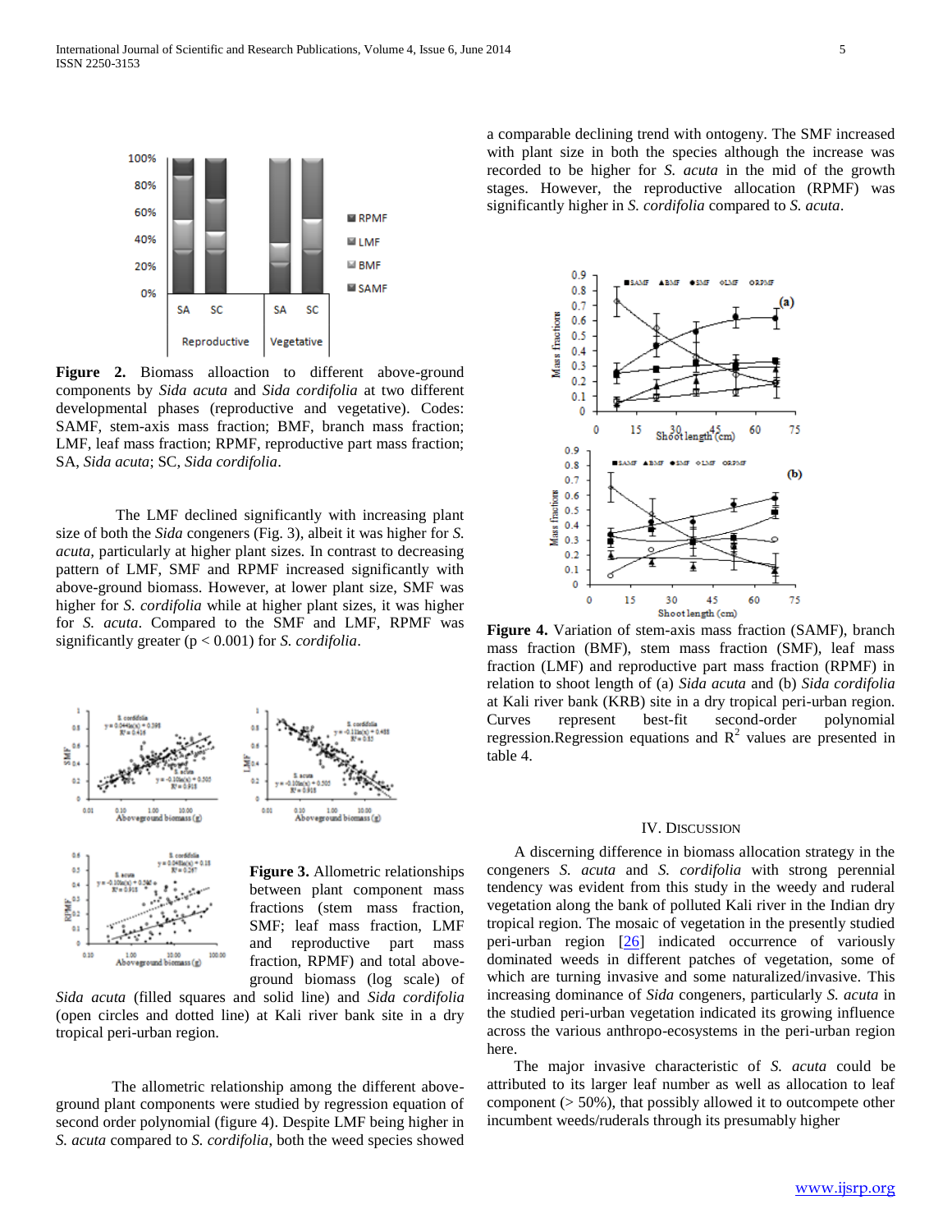**Figure 2.** Biomass alloaction to different above-ground components by *Sida acuta* and *Sida cordifolia* at two different developmental phases (reproductive and vegetative). Codes: SAMF, stem-axis mass fraction; BMF, branch mass fraction; LMF, leaf mass fraction; RPMF, reproductive part mass fraction; SA, *Sida acuta*; SC, *Sida cordifolia*.

The LMF declined significantly with increasing plant size of both the *Sida* congeners (Fig. 3), albeit it was higher for *S. acuta,* particularly at higher plant sizes. In contrast to decreasing pattern of LMF, SMF and RPMF increased significantly with above-ground biomass. However, at lower plant size, SMF was higher for *S. cordifolia* while at higher plant sizes, it was higher for *S. acuta*. Compared to the SMF and LMF, RPMF was significantly greater ($p < 0.001$) for *S. cordifolia*.

**Figure 3.** Allometric relationships between plant component mass fractions (stem mass fraction, SMF; leaf mass fraction, LMF and reproductive part mass fraction, RPMF) and total above-ground biomass (log scale) of *Sida acuta* (filled squares and solid line) and *Sida cordifolia* (open circles and dotted line) at Kali river bank site in a dry tropical peri-urban region.

The allometric relationship among the different above-ground plant components were studied by regression equation of second order polynomial (figure 4). Despite LMF being higher in *S. acuta* compared to *S. cordifolia*, both the weed species showed a comparable declining trend with ontogeny. The SMF increased with plant size in both the species although the increase was recorded to be higher for *S. acuta* in the mid of the growth stages. However, the reproductive allocation (RPMF) was significantly higher in *S. cordifolia* compared to *S. acuta*.

**Figure 4.** Variation of stem-axis mass fraction (SAMF), branch mass fraction (BMF), stem mass fraction (SMF), leaf mass fraction (LMF) and reproductive part mass fraction (RPMF) in relation to shoot length of (a) *Sida acuta* and (b) *Sida cordifolia* at Kali river bank (KRB) site in a dry tropical peri-urban region. Curves represent best-fit second-order polynomial regression.Regression equations and $R^2$ values are presented in table 4.

## IV. Discussion

A discerning difference in biomass allocation strategy in the congeners *S. acuta* and *S. cordifolia* with strong perennial tendency was evident from this study in the weedy and ruderal vegetation along the bank of polluted Kali river in the Indian dry tropical region. The mosaic of vegetation in the presently studied peri-urban region [26] indicated occurrence of variously dominated weeds in different patches of vegetation, some of which are turning invasive and some naturalized/invasive. This increasing dominance of *Sida* congeners, particularly *S. acuta* in the studied peri-urban vegetation indicated its growing influence across the various anthropo-ecosystems in the peri-urban region here.

The major invasive characteristic of *S. acuta* could be attributed to its larger leaf number as well as allocation to leaf component (> 50%), that possibly allowed it to outcompete other incumbent weeds/ruderals through its presumably higher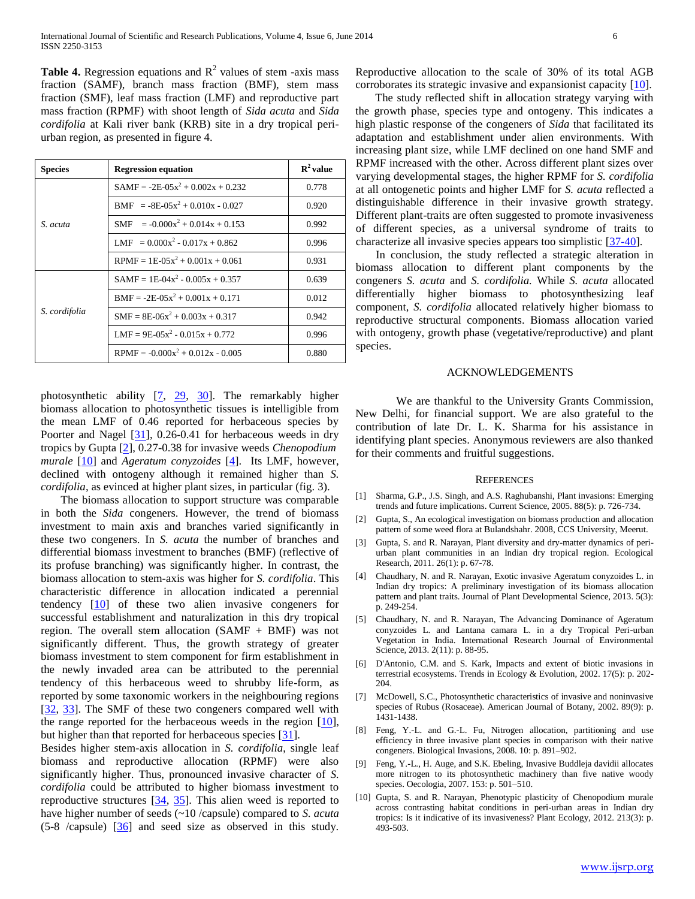**Table 4.** Regression equations and $R^2$ values of stem -axis mass fraction (SAMF), branch mass fraction (BMF), stem mass fraction (SMF), leaf mass fraction (LMF) and reproductive part mass fraction (RPMF) with shoot length of *Sida acuta* and *Sida cordifolia* at Kali river bank (KRB) site in a dry tropical peri-urban region, as presented in figure 4.

| Species | Regression equation | $R^2$ value |
|---|---|---|
| *S. acuta* | SAMF = $-2E\text{-}05x^2 + 0.002x + 0.232$ | 0.778 |
| | BMF = $-8E\text{-}05x^2 + 0.010x - 0.027$ | 0.920 |
| | SMF = $-0.000x^2 + 0.014x + 0.153$ | 0.992 |
| | LMF = $0.000x^2 - 0.017x + 0.862$ | 0.996 |
| | RPMF = $1E\text{-}05x^2 + 0.001x + 0.061$ | 0.931 |
| *S. cordifolia* | SAMF = $1E\text{-}04x^2 - 0.005x + 0.357$ | 0.639 |
| | BMF = $-2E\text{-}05x^2 + 0.001x + 0.171$ | 0.012 |
| | SMF = $8E\text{-}06x^2 + 0.003x + 0.317$ | 0.942 |
| | LMF = $9E\text{-}05x^2 - 0.015x + 0.772$ | 0.996 |
| | RPMF = $-0.000x^2 + 0.012x - 0.005$ | 0.880 |

photosynthetic ability [7, 29, 30]. The remarkably higher biomass allocation to photosynthetic tissues is intelligible from the mean LMF of 0.46 reported for herbaceous species by Poorter and Nagel [31], 0.26-0.41 for herbaceous weeds in dry tropics by Gupta [2], 0.27-0.38 for invasive weeds *Chenopodium murale* [10] and *Ageratum conyzoides* [4]. Its LMF, however, declined with ontogeny although it remained higher than *S. cordifolia*, as evinced at higher plant sizes, in particular (fig. 3).

The biomass allocation to support structure was comparable in both the *Sida* congeners. However, the trend of biomass investment to main axis and branches varied significantly in these two congeners. In *S. acuta* the number of branches and differential biomass investment to branches (BMF) (reflective of its profuse branching) was significantly higher. In contrast, the biomass allocation to stem-axis was higher for *S. cordifolia*. This characteristic difference in allocation indicated a perennial tendency [10] of these two alien invasive congeners for successful establishment and naturalization in this dry tropical region. The overall stem allocation (SAMF + BMF) was not significantly different. Thus, the growth strategy of greater biomass investment to stem component for firm establishment in the newly invaded area can be attributed to the perennial tendency of this herbaceous weed to shrubby life-form, as reported by some taxonomic workers in the neighbouring regions [32, 33]. The SMF of these two congeners compared well with the range reported for the herbaceous weeds in the region [10], but higher than that reported for herbaceous species [31].

Besides higher stem-axis allocation in *S. cordifolia*, single leaf biomass and reproductive allocation (RPMF) were also significantly higher. Thus, pronounced invasive character of *S. cordifolia* could be attributed to higher biomass investment to reproductive structures [34, 35]. This alien weed is reported to have higher number of seeds (~10 /capsule) compared to *S. acuta* (5-8 /capsule) [36] and seed size as observed in this study. Reproductive allocation to the scale of 30% of its total AGB corroborates its strategic invasive and expansionist capacity [10].

The study reflected shift in allocation strategy varying with the growth phase, species type and ontogeny. This indicates a high plastic response of the congeners of *Sida* that facilitated its adaptation and establishment under alien environments. With increasing plant size, while LMF declined on one hand SMF and RPMF increased with the other. Across different plant sizes over varying developmental stages, the higher RPMF for *S. cordifolia* at all ontogenetic points and higher LMF for *S. acuta* reflected a distinguishable difference in their invasive growth strategy. Different plant-traits are often suggested to promote invasiveness of different species, as a universal syndrome of traits to characterize all invasive species appears too simplistic [37-40].

In conclusion, the study reflected a strategic alteration in biomass allocation to different plant components by the congeners *S. acuta* and *S. cordifolia.* While *S. acuta* allocated differentially higher biomass to photosynthesizing leaf component, *S. cordifolia* allocated relatively higher biomass to reproductive structural components. Biomass allocation varied with ontogeny, growth phase (vegetative/reproductive) and plant species.

## ACKNOWLEDGEMENTS

We are thankful to the University Grants Commission, New Delhi, for financial support. We are also grateful to the contribution of late Dr. L. K. Sharma for his assistance in identifying plant species. Anonymous reviewers are also thanked for their comments and fruitful suggestions.

## REFERENCES

[1] Sharma, G.P., J.S. Singh, and A.S. Raghubanshi, Plant invasions: Emerging trends and future implications. Current Science, 2005. 88(5): p. 726-734.

[2] Gupta, S., An ecological investigation on biomass production and allocation pattern of some weed flora at Bulandshahr. 2008, CCS University, Meerut.

[3] Gupta, S. and R. Narayan, Plant diversity and dry-matter dynamics of peri-urban plant communities in an Indian dry tropical region. Ecological Research, 2011. 26(1): p. 67-78.

[4] Chaudhary, N. and R. Narayan, Exotic invasive Ageratum conyzoides L. in Indian dry tropics: A preliminary investigation of its biomass allocation pattern and plant traits. Journal of Plant Developmental Science, 2013. 5(3): p. 249-254.

[5] Chaudhary, N. and R. Narayan, The Advancing Dominance of Ageratum conyzoides L. and Lantana camara L. in a dry Tropical Peri-urban Vegetation in India. International Research Journal of Environmental Science, 2013. 2(11): p. 88-95.

[6] D'Antonio, C.M. and S. Kark, Impacts and extent of biotic invasions in terrestrial ecosystems. Trends in Ecology & Evolution, 2002. 17(5): p. 202-204.

[7] McDowell, S.C., Photosynthetic characteristics of invasive and noninvasive species of Rubus (Rosaceae). American Journal of Botany, 2002. 89(9): p. 1431-1438.

[8] Feng, Y.-L. and G.-L. Fu, Nitrogen allocation, partitioning and use efficiency in three invasive plant species in comparison with their native congeners. Biological Invasions, 2008. 10: p. 891–902.

[9] Feng, Y.-L., H. Auge, and S.K. Ebeling, Invasive Buddleja davidii allocates more nitrogen to its photosynthetic machinery than five native woody species. Oecologia, 2007. 153: p. 501–510.

[10] Gupta, S. and R. Narayan, Phenotypic plasticity of Chenopodium murale across contrasting habitat conditions in peri-urban areas in Indian dry tropics: Is it indicative of its invasiveness? Plant Ecology, 2012. 213(3): p. 493-503.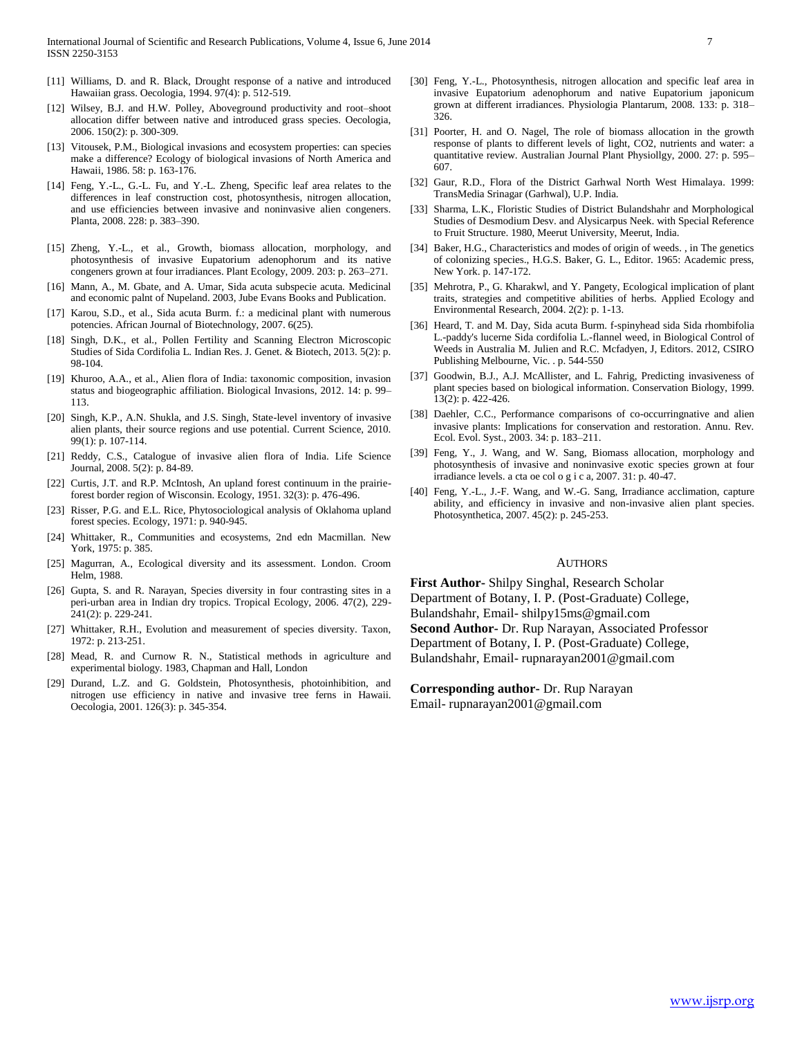[11] Williams, D. and R. Black, Drought response of a native and introduced Hawaiian grass. Oecologia, 1994. 97(4): p. 512-519.

[12] Wilsey, B.J. and H.W. Polley, Aboveground productivity and root–shoot allocation differ between native and introduced grass species. Oecologia, 2006. 150(2): p. 300-309.

[13] Vitousek, P.M., Biological invasions and ecosystem properties: can species make a difference? Ecology of biological invasions of North America and Hawaii, 1986. 58: p. 163-176.

[14] Feng, Y.-L., G.-L. Fu, and Y.-L. Zheng, Specific leaf area relates to the differences in leaf construction cost, photosynthesis, nitrogen allocation, and use efficiencies between invasive and noninvasive alien congeners. Planta, 2008. 228: p. 383–390.

[15] Zheng, Y.-L., et al., Growth, biomass allocation, morphology, and photosynthesis of invasive Eupatorium adenophorum and its native congeners grown at four irradiances. Plant Ecology, 2009. 203: p. 263–271.

[16] Mann, A., M. Gbate, and A. Umar, Sida acuta subspecie acuta. Medicinal and economic palnt of Nupeland. 2003, Jube Evans Books and Publication.

[17] Karou, S.D., et al., Sida acuta Burm. f.: a medicinal plant with numerous potencies. African Journal of Biotechnology, 2007. 6(25).

[18] Singh, D.K., et al., Pollen Fertility and Scanning Electron Microscopic Studies of Sida Cordifolia L. Indian Res. J. Genet. & Biotech, 2013. 5(2): p. 98-104.

[19] Khuroo, A.A., et al., Alien flora of India: taxonomic composition, invasion status and biogeographic affiliation. Biological Invasions, 2012. 14: p. 99–113.

[20] Singh, K.P., A.N. Shukla, and J.S. Singh, State-level inventory of invasive alien plants, their source regions and use potential. Current Science, 2010. 99(1): p. 107-114.

[21] Reddy, C.S., Catalogue of invasive alien flora of India. Life Science Journal, 2008. 5(2): p. 84-89.

[22] Curtis, J.T. and R.P. McIntosh, An upland forest continuum in the prairie-forest border region of Wisconsin. Ecology, 1951. 32(3): p. 476-496.

[23] Risser, P.G. and E.L. Rice, Phytosociological analysis of Oklahoma upland forest species. Ecology, 1971: p. 940-945.

[24] Whittaker, R., Communities and ecosystems, 2nd edn Macmillan. New York, 1975: p. 385.

[25] Magurran, A., Ecological diversity and its assessment. London. Croom Helm, 1988.

[26] Gupta, S. and R. Narayan, Species diversity in four contrasting sites in a peri-urban area in Indian dry tropics. Tropical Ecology, 2006. 47(2), 229-241(2): p. 229-241.

[27] Whittaker, R.H., Evolution and measurement of species diversity. Taxon, 1972: p. 213-251.

[28] Mead, R. and Curnow R. N., Statistical methods in agriculture and experimental biology. 1983, Chapman and Hall, London

[29] Durand, L.Z. and G. Goldstein, Photosynthesis, photoinhibition, and nitrogen use efficiency in native and invasive tree ferns in Hawaii. Oecologia, 2001. 126(3): p. 345-354.

[30] Feng, Y.-L., Photosynthesis, nitrogen allocation and specific leaf area in invasive Eupatorium adenophorum and native Eupatorium japonicum grown at different irradiances. Physiologia Plantarum, 2008. 133: p. 318–326.

[31] Poorter, H. and O. Nagel, The role of biomass allocation in the growth response of plants to different levels of light, CO2, nutrients and water: a quantitative review. Australian Journal Plant Physiollgy, 2000. 27: p. 595–607.

[32] Gaur, R.D., Flora of the District Garhwal North West Himalaya. 1999: TransMedia Srinagar (Garhwal), U.P. India.

[33] Sharma, L.K., Floristic Studies of District Bulandshahr and Morphological Studies of Desmodium Desv. and Alysicarpus Neek. with Special Reference to Fruit Structure. 1980, Meerut University, Meerut, India.

[34] Baker, H.G., Characteristics and modes of origin of weeds. , in The genetics of colonizing species., H.G.S. Baker, G. L., Editor. 1965: Academic press, New York. p. 147-172.

[35] Mehrotra, P., G. Kharakwl, and Y. Pangety, Ecological implication of plant traits, strategies and competitive abilities of herbs. Applied Ecology and Environmental Research, 2004. 2(2): p. 1-13.

[36] Heard, T. and M. Day, Sida acuta Burm. f-spinyhead sida Sida rhombifolia L.-paddy's lucerne Sida cordifolia L.-flannel weed, in Biological Control of Weeds in Australia M. Julien and R.C. Mcfadyen, J, Editors. 2012, CSIRO Publishing Melbourne, Vic. . p. 544-550

[37] Goodwin, B.J., A.J. McAllister, and L. Fahrig, Predicting invasiveness of plant species based on biological information. Conservation Biology, 1999. 13(2): p. 422-426.

[38] Daehler, C.C., Performance comparisons of co-occurringnative and alien invasive plants: Implications for conservation and restoration. Annu. Rev. Ecol. Evol. Syst., 2003. 34: p. 183–211.

[39] Feng, Y., J. Wang, and W. Sang, Biomass allocation, morphology and photosynthesis of invasive and noninvasive exotic species grown at four irradiance levels. a cta oe col o g i c a, 2007. 31: p. 40-47.

[40] Feng, Y.-L., J.-F. Wang, and W.-G. Sang, Irradiance acclimation, capture ability, and efficiency in invasive and non-invasive alien plant species. Photosynthetica, 2007. 45(2): p. 245-253.

## AUTHORS

**First Author**- Shilpy Singhal, Research Scholar Department of Botany, I. P. (Post-Graduate) College, Bulandshahr, Email- shilpy15ms@gmail.com

**Second Author**- Dr. Rup Narayan, Associated Professor Department of Botany, I. P. (Post-Graduate) College, Bulandshahr, Email- rupnarayan2001@gmail.com

**Corresponding author**- Dr. Rup Narayan
Email- rupnarayan2001@gmail.com